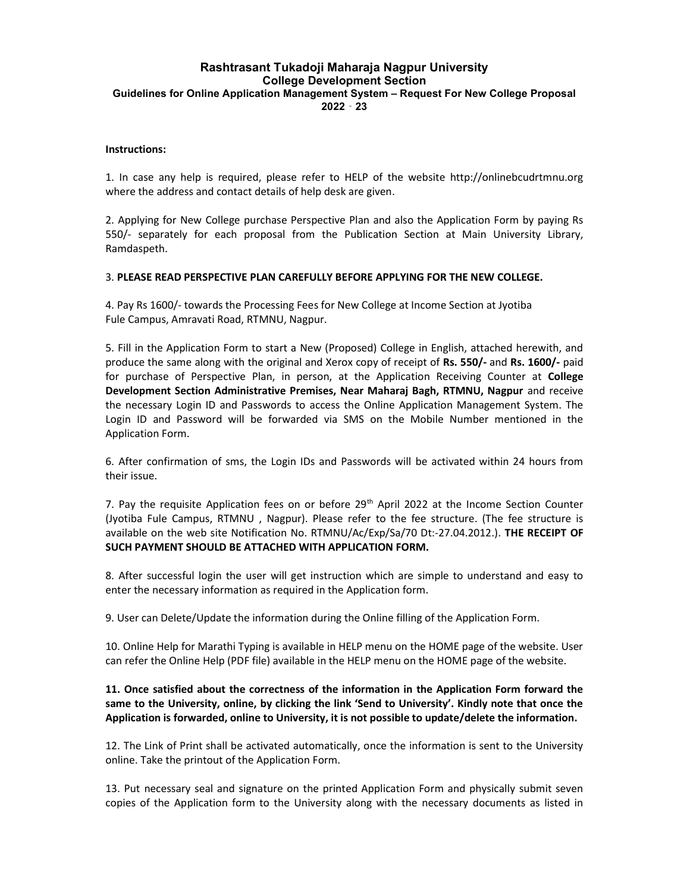# Rashtrasant Tukadoji Maharaja Nagpur University
## College Development Section
### Guidelines for Online Application Management System – Request For New College Proposal
### 2022 - 23

**Instructions:**

1. In case any help is required, please refer to HELP of the website http://onlinebcudrtmnu.org where the address and contact details of help desk are given.

2. Applying for New College purchase Perspective Plan and also the Application Form by paying Rs 550/- separately for each proposal from the Publication Section at Main University Library, Ramdaspeth.

3. **PLEASE READ PERSPECTIVE PLAN CAREFULLY BEFORE APPLYING FOR THE NEW COLLEGE.**

4. Pay Rs 1600/- towards the Processing Fees for New College at Income Section at Jyotiba Fule Campus, Amravati Road, RTMNU, Nagpur.

5. Fill in the Application Form to start a New (Proposed) College in English, attached herewith, and produce the same along with the original and Xerox copy of receipt of **Rs. 550/-** and **Rs. 1600/-** paid for purchase of Perspective Plan, in person, at the Application Receiving Counter at **College Development Section Administrative Premises, Near Maharaj Bagh, RTMNU, Nagpur** and receive the necessary Login ID and Passwords to access the Online Application Management System. The Login ID and Password will be forwarded via SMS on the Mobile Number mentioned in the Application Form.

6. After confirmation of sms, the Login IDs and Passwords will be activated within 24 hours from their issue.

7. Pay the requisite Application fees on or before 29th April 2022 at the Income Section Counter (Jyotiba Fule Campus, RTMNU , Nagpur). Please refer to the fee structure. (The fee structure is available on the web site Notification No. RTMNU/Ac/Exp/Sa/70 Dt:-27.04.2012.). **THE RECEIPT OF SUCH PAYMENT SHOULD BE ATTACHED WITH APPLICATION FORM.**

8. After successful login the user will get instruction which are simple to understand and easy to enter the necessary information as required in the Application form.

9. User can Delete/Update the information during the Online filling of the Application Form.

10. Online Help for Marathi Typing is available in HELP menu on the HOME page of the website. User can refer the Online Help (PDF file) available in the HELP menu on the HOME page of the website.

**11. Once satisfied about the correctness of the information in the Application Form forward the same to the University, online, by clicking the link 'Send to University'. Kindly note that once the Application is forwarded, online to University, it is not possible to update/delete the information.**

12. The Link of Print shall be activated automatically, once the information is sent to the University online. Take the printout of the Application Form.

13. Put necessary seal and signature on the printed Application Form and physically submit seven copies of the Application form to the University along with the necessary documents as listed in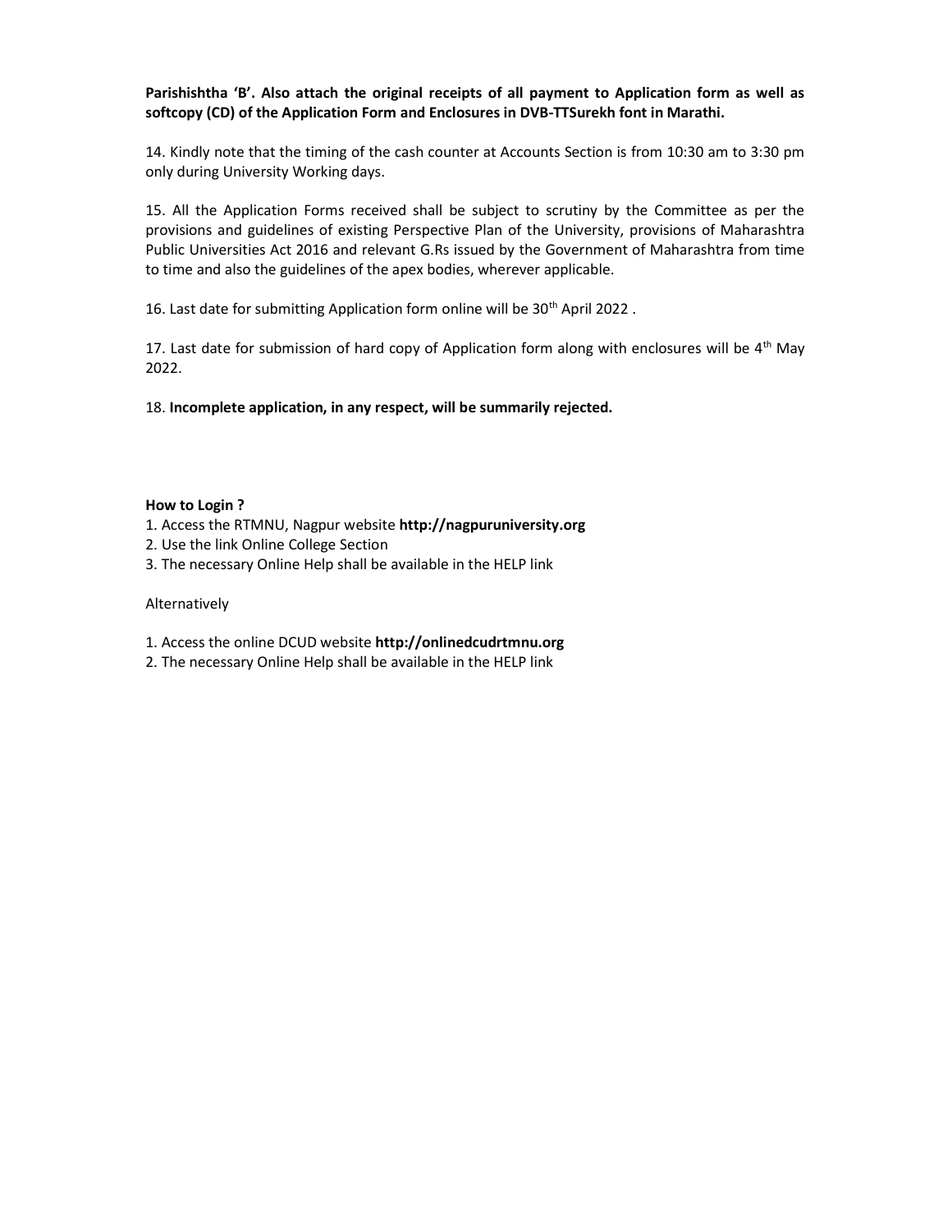**Parishishtha 'B'. Also attach the original receipts of all payment to Application form as well as softcopy (CD) of the Application Form and Enclosures in DVB-TTSurekh font in Marathi.**

14. Kindly note that the timing of the cash counter at Accounts Section is from 10:30 am to 3:30 pm only during University Working days.

15. All the Application Forms received shall be subject to scrutiny by the Committee as per the provisions and guidelines of existing Perspective Plan of the University, provisions of Maharashtra Public Universities Act 2016 and relevant G.Rs issued by the Government of Maharashtra from time to time and also the guidelines of the apex bodies, wherever applicable.

16. Last date for submitting Application form online will be 30th April 2022 .

17. Last date for submission of hard copy of Application form along with enclosures will be 4th May 2022.

18. **Incomplete application, in any respect, will be summarily rejected.**

**How to Login ?**

1. Access the RTMNU, Nagpur website **http://nagpuruniversity.org**
2. Use the link Online College Section
3. The necessary Online Help shall be available in the HELP link

Alternatively

1. Access the online DCUD website **http://onlinedcudrtmnu.org**
2. The necessary Online Help shall be available in the HELP link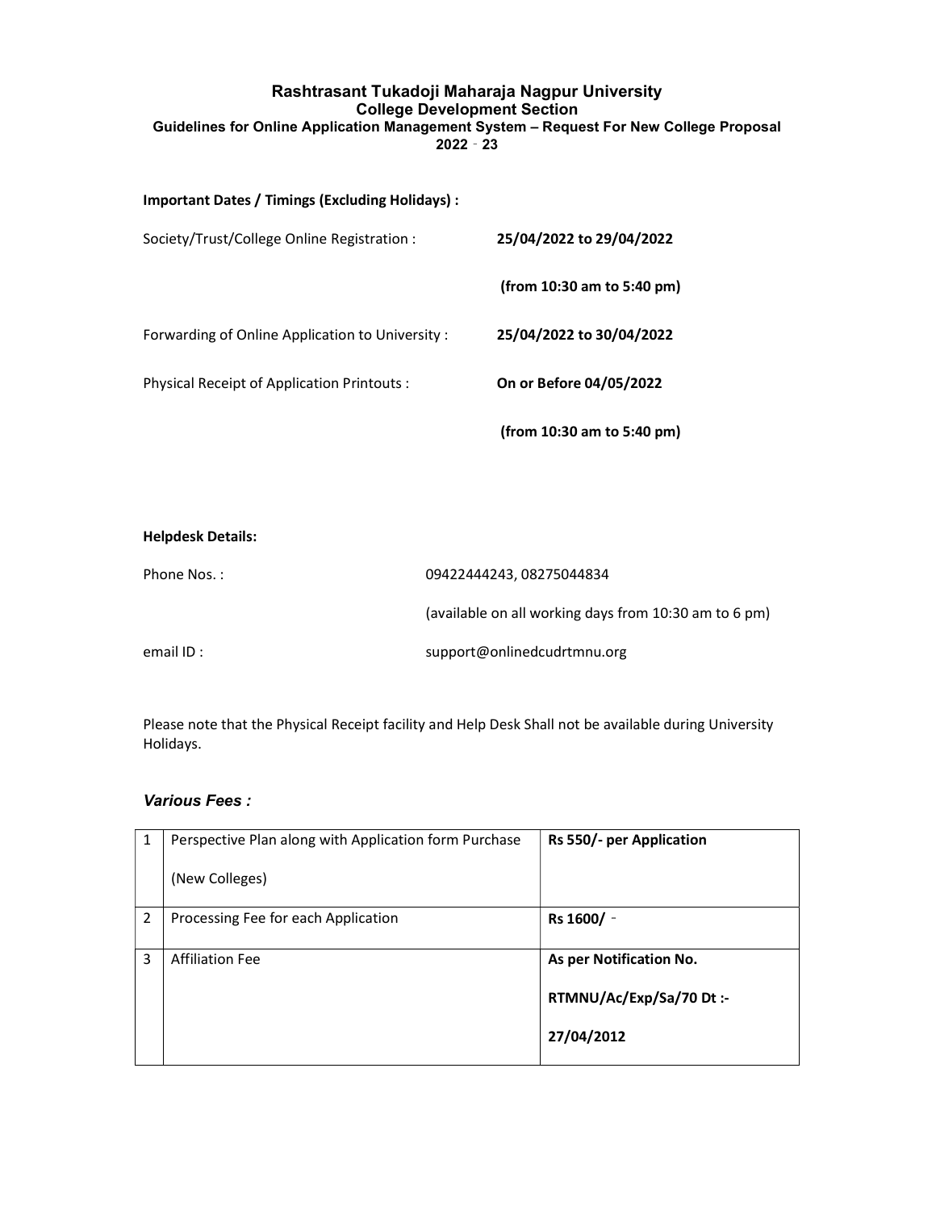# Rashtrasant Tukadoji Maharaja Nagpur University

## College Development Section

### Guidelines for Online Application Management System – Request For New College Proposal 2022 - 23

**Important Dates / Timings (Excluding Holidays) :**

Society/Trust/College Online Registration : **25/04/2022 to 29/04/2022**

**(from 10:30 am to 5:40 pm)**

Forwarding of Online Application to University : **25/04/2022 to 30/04/2022**

Physical Receipt of Application Printouts : **On or Before 04/05/2022**

**(from 10:30 am to 5:40 pm)**

**Helpdesk Details:**

Phone Nos. : 09422444243, 08275044834

(available on all working days from 10:30 am to 6 pm)

email ID : support@onlinedcudrtmnu.org

Please note that the Physical Receipt facility and Help Desk Shall not be available during University Holidays.

### *Various Fees :*

| | | |
|---|---|---|
| 1 | Perspective Plan along with Application form Purchase (New Colleges) | **Rs 550/- per Application** |
| 2 | Processing Fee for each Application | **Rs 1600/ -** |
| 3 | Affiliation Fee | **As per Notification No. RTMNU/Ac/Exp/Sa/70 Dt :- 27/04/2012** |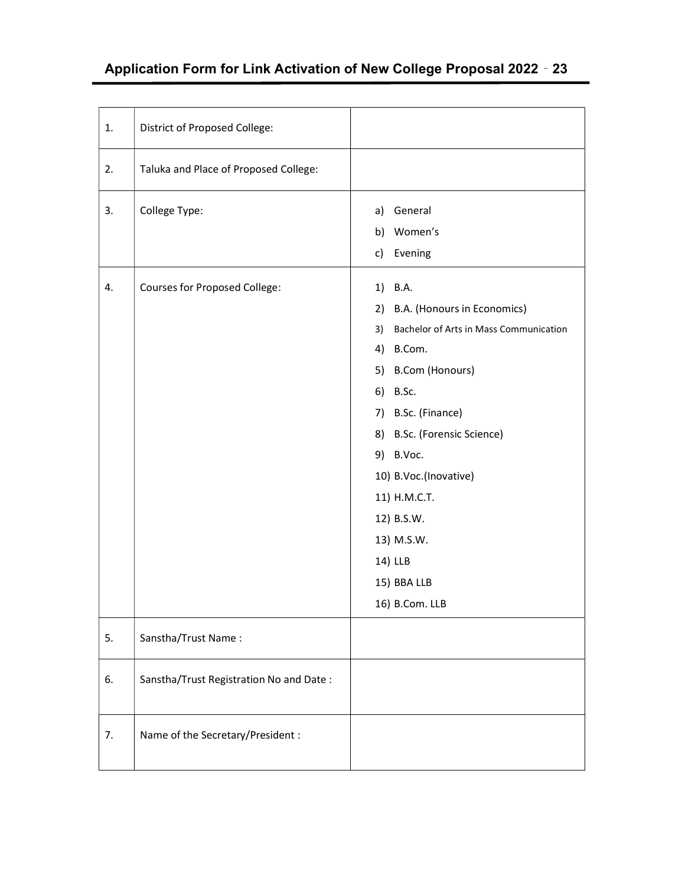## Application Form for Link Activation of New College Proposal 2022 - 23

| | | |
|---|---|---|
| 1. | District of Proposed College: | |
| 2. | Taluka and Place of Proposed College: | |
| 3. | College Type: | a) General<br>b) Women's<br>c) Evening |
| 4. | Courses for Proposed College: | 1) B.A.<br>2) B.A. (Honours in Economics)<br>3) Bachelor of Arts in Mass Communication<br>4) B.Com.<br>5) B.Com (Honours)<br>6) B.Sc.<br>7) B.Sc. (Finance)<br>8) B.Sc. (Forensic Science)<br>9) B.Voc.<br>10) B.Voc.(Inovative)<br>11) H.M.C.T.<br>12) B.S.W.<br>13) M.S.W.<br>14) LLB<br>15) BBA LLB<br>16) B.Com. LLB |
| 5. | Sanstha/Trust Name : | |
| 6. | Sanstha/Trust Registration No and Date : | |
| 7. | Name of the Secretary/President : | |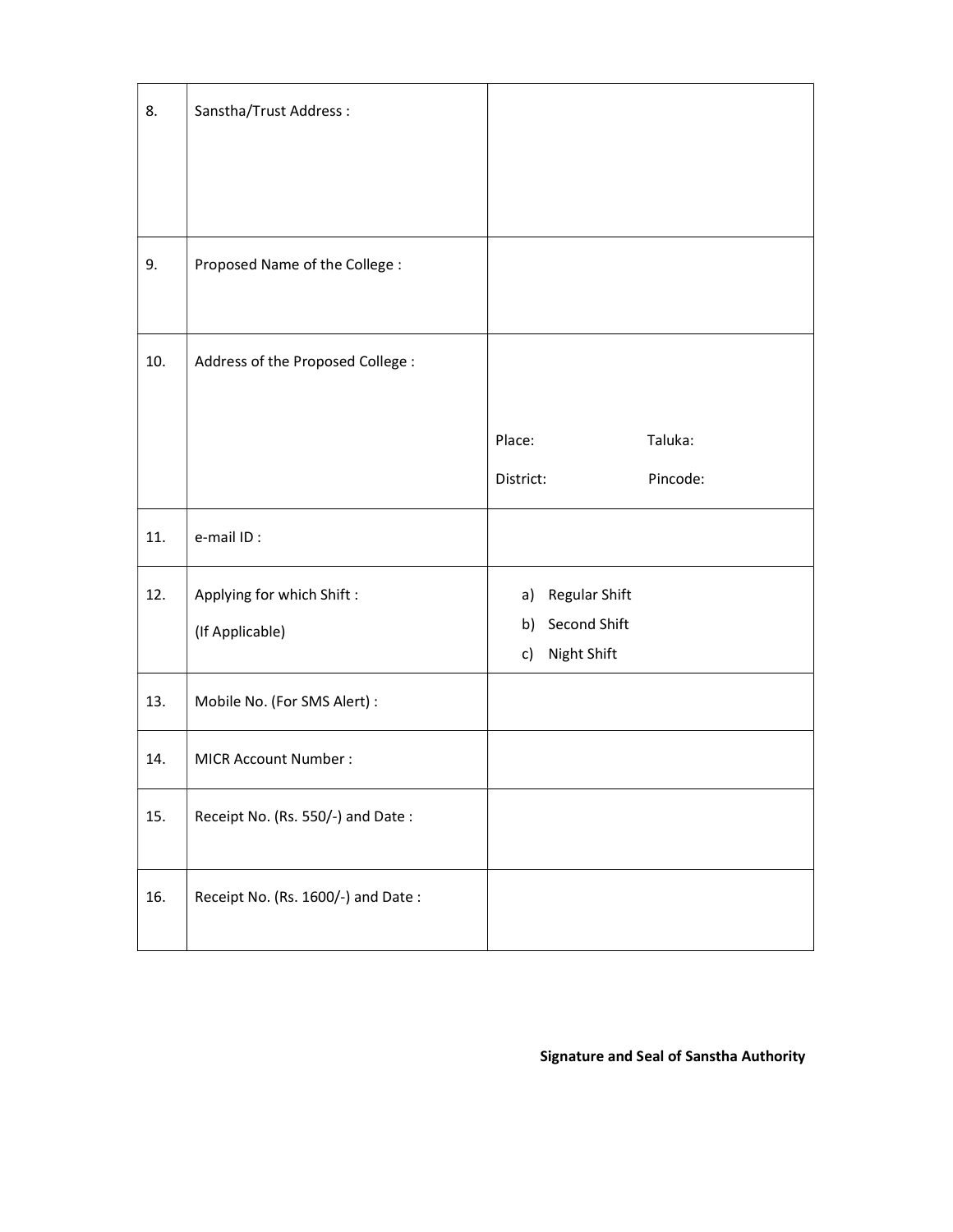| | | |
|---|---|---|
| 8. | Sanstha/Trust Address : | |
| 9. | Proposed Name of the College : | |
| 10. | Address of the Proposed College : | Place: Taluka:<br>District: Pincode: |
| 11. | e-mail ID : | |
| 12. | Applying for which Shift :<br>(If Applicable) | a) Regular Shift<br>b) Second Shift<br>c) Night Shift |
| 13. | Mobile No. (For SMS Alert) : | |
| 14. | MICR Account Number : | |
| 15. | Receipt No. (Rs. 550/-) and Date : | |
| 16. | Receipt No. (Rs. 1600/-) and Date : | |

**Signature and Seal of Sanstha Authority**